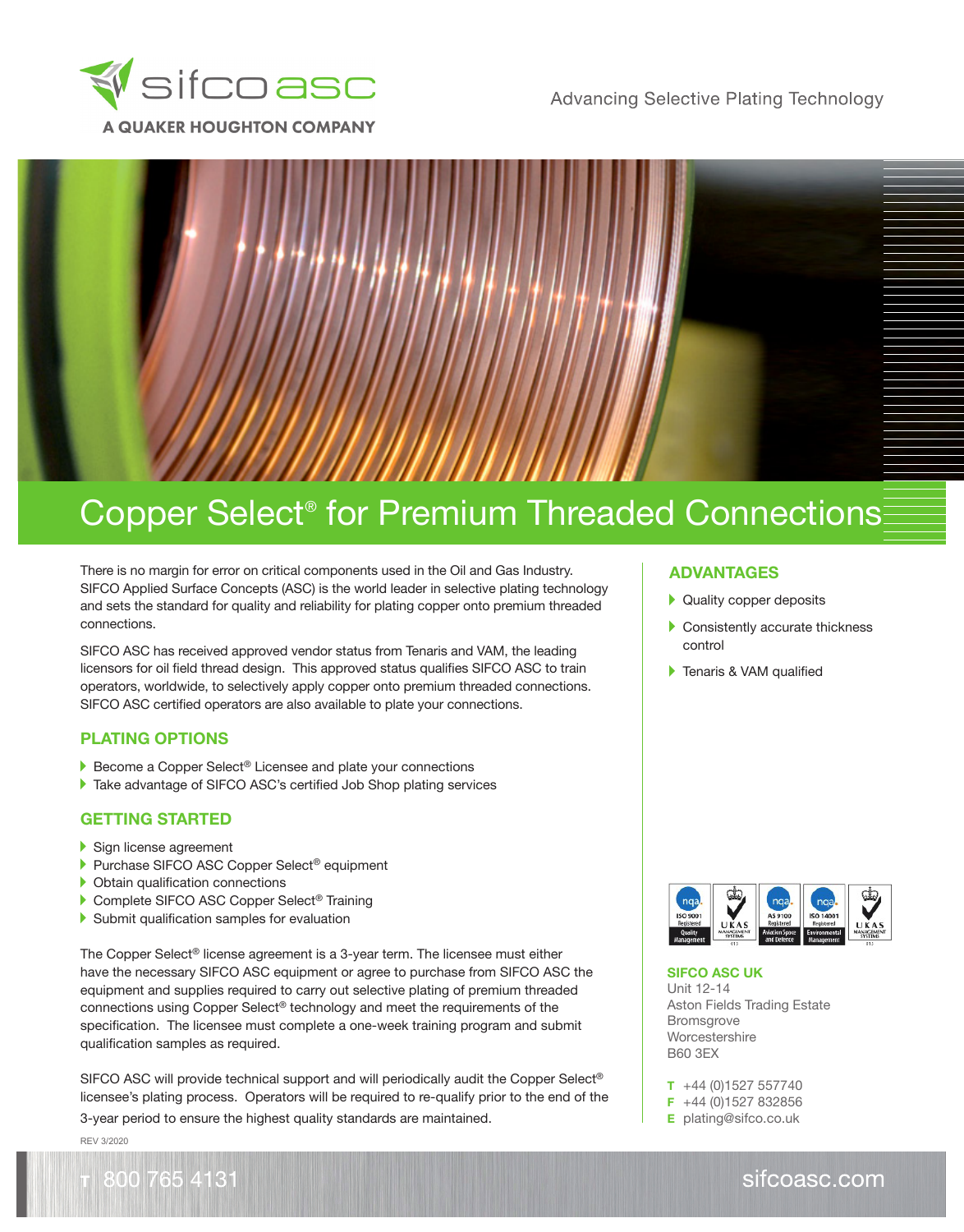sifco asc

A QUAKER HOUGHTON COMPANY

Advancing Selective Plating Technology

# Copper Select® for Premium Threaded Connections

There is no margin for error on critical components used in the Oil and Gas Industry. SIFCO Applied Surface Concepts (ASC) is the world leader in selective plating technology and sets the standard for quality and reliability for plating copper onto premium threaded connections.

SIFCO ASC has received approved vendor status from Tenaris and VAM, the leading licensors for oil field thread design. This approved status qualifies SIFCO ASC to train operators, worldwide, to selectively apply copper onto premium threaded connections. SIFCO ASC certified operators are also available to plate your connections.

## PLATING OPTIONS

- Become a Copper Select® Licensee and plate your connections
- Take advantage of SIFCO ASC's certified Job Shop plating services

## GETTING STARTED

- Sign license agreement
- Purchase SIFCO ASC Copper Select® equipment
- Obtain qualification connections
- Complete SIFCO ASC Copper Select® Training
- Submit qualification samples for evaluation

The Copper Select® license agreement is a 3-year term. The licensee must either have the necessary SIFCO ASC equipment or agree to purchase from SIFCO ASC the equipment and supplies required to carry out selective plating of premium threaded connections using Copper Select® technology and meet the requirements of the specification. The licensee must complete a one-week training program and submit qualification samples as required.

SIFCO ASC will provide technical support and will periodically audit the Copper Select® licensee's plating process. Operators will be required to re-qualify prior to the end of the 3-year period to ensure the highest quality standards are maintained.

REV 3/2020

## ADVANTAGES

- Quality copper deposits
- Consistently accurate thickness control
- Tenaris & VAM qualified

ISO 9001 Registered Quality Management | UKAS Management Systems | AS 9100 Registered Aviation Space and Defence | ISO 14001 Registered Environmental Management | UKAS Management Systems

**SIFCO ASC UK**
Unit 12-14
Aston Fields Trading Estate
Bromsgrove
Worcestershire
B60 3EX

**T** +44 (0)1527 557740
**F** +44 (0)1527 832856
**E** plating@sifco.co.uk

T 800 765 4131

sifcoasc.com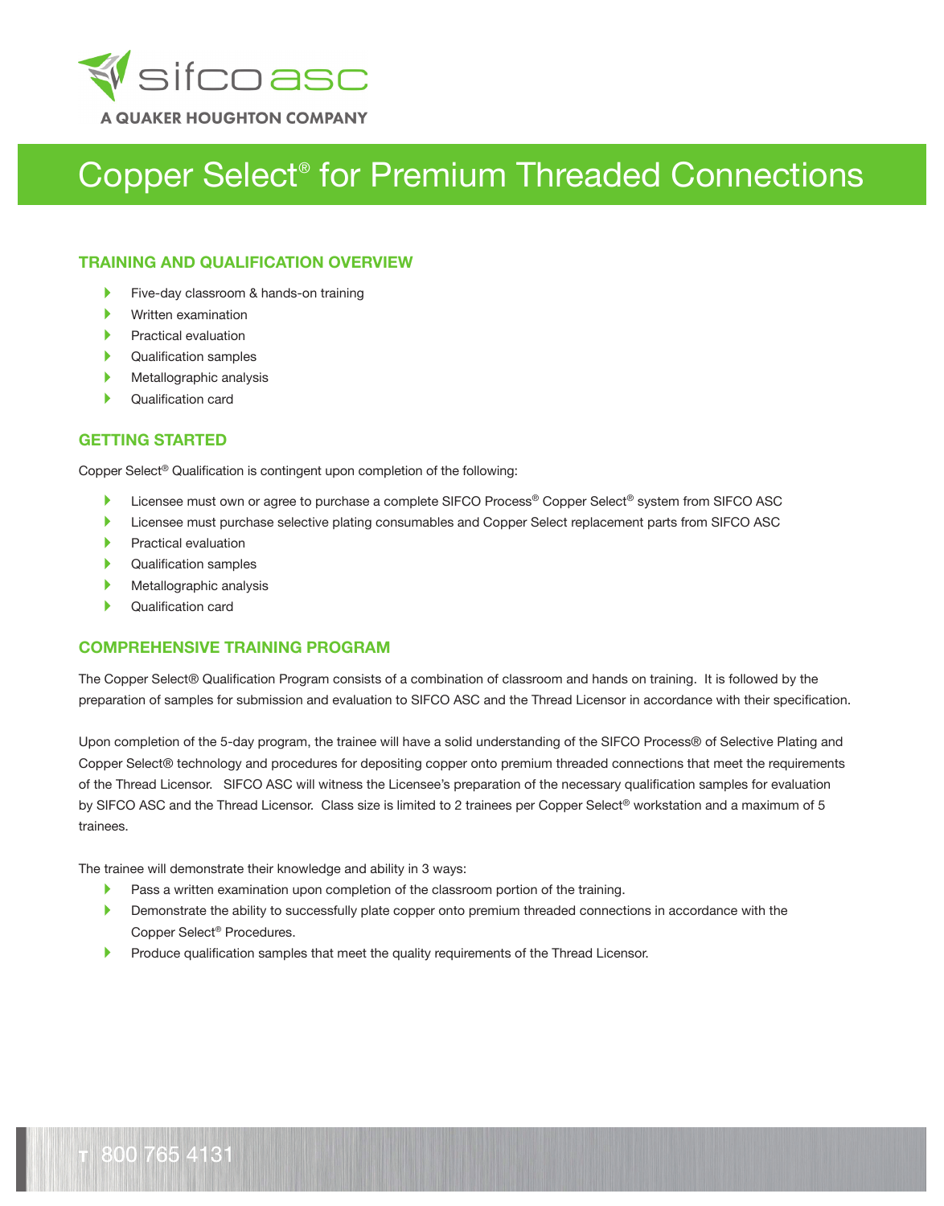# Copper Select® for Premium Threaded Connections

## TRAINING AND QUALIFICATION OVERVIEW

- Five-day classroom & hands-on training
- Written examination
- Practical evaluation
- Qualification samples
- Metallographic analysis
- Qualification card

## GETTING STARTED

Copper Select® Qualification is contingent upon completion of the following:

- Licensee must own or agree to purchase a complete SIFCO Process® Copper Select® system from SIFCO ASC
- Licensee must purchase selective plating consumables and Copper Select replacement parts from SIFCO ASC
- Practical evaluation
- Qualification samples
- Metallographic analysis
- Qualification card

## COMPREHENSIVE TRAINING PROGRAM

The Copper Select® Qualification Program consists of a combination of classroom and hands on training. It is followed by the preparation of samples for submission and evaluation to SIFCO ASC and the Thread Licensor in accordance with their specification.

Upon completion of the 5-day program, the trainee will have a solid understanding of the SIFCO Process® of Selective Plating and Copper Select® technology and procedures for depositing copper onto premium threaded connections that meet the requirements of the Thread Licensor. SIFCO ASC will witness the Licensee's preparation of the necessary qualification samples for evaluation by SIFCO ASC and the Thread Licensor. Class size is limited to 2 trainees per Copper Select® workstation and a maximum of 5 trainees.

The trainee will demonstrate their knowledge and ability in 3 ways:

- Pass a written examination upon completion of the classroom portion of the training.
- Demonstrate the ability to successfully plate copper onto premium threaded connections in accordance with the Copper Select® Procedures.
- Produce qualification samples that meet the quality requirements of the Thread Licensor.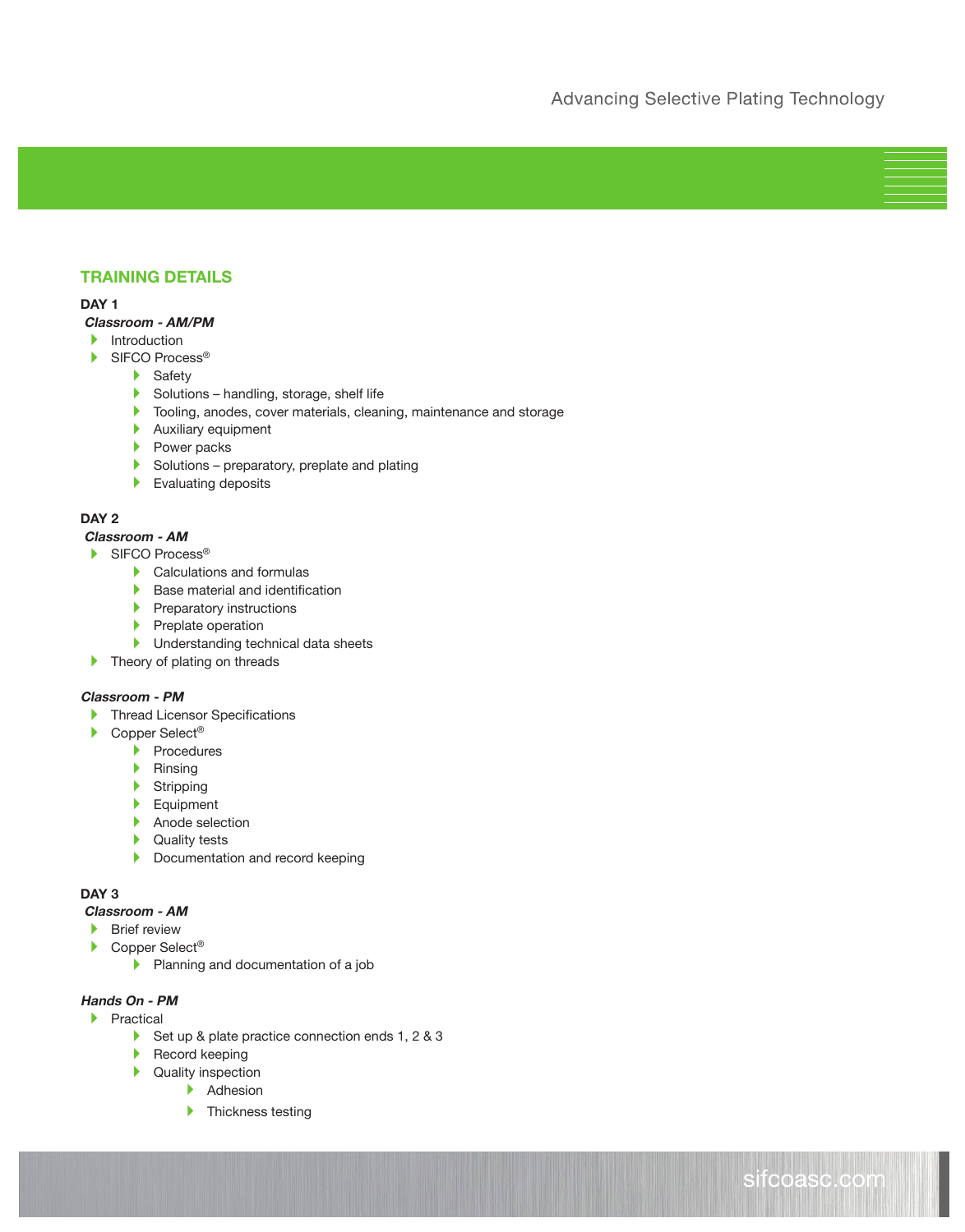## TRAINING DETAILS

**DAY 1**

***Classroom - AM/PM***

- Introduction
- SIFCO Process®
    - Safety
    - Solutions – handling, storage, shelf life
    - Tooling, anodes, cover materials, cleaning, maintenance and storage
    - Auxiliary equipment
    - Power packs
    - Solutions – preparatory, preplate and plating
    - Evaluating deposits

**DAY 2**

***Classroom - AM***

- SIFCO Process®
    - Calculations and formulas
    - Base material and identification
    - Preparatory instructions
    - Preplate operation
    - Understanding technical data sheets
- Theory of plating on threads

***Classroom - PM***

- Thread Licensor Specifications
- Copper Select®
    - Procedures
    - Rinsing
    - Stripping
    - Equipment
    - Anode selection
    - Quality tests
    - Documentation and record keeping

**DAY 3**

***Classroom - AM***

- Brief review
- Copper Select®
    - Planning and documentation of a job

***Hands On - PM***

- Practical
    - Set up & plate practice connection ends 1, 2 & 3
    - Record keeping
    - Quality inspection
        - Adhesion
        - Thickness testing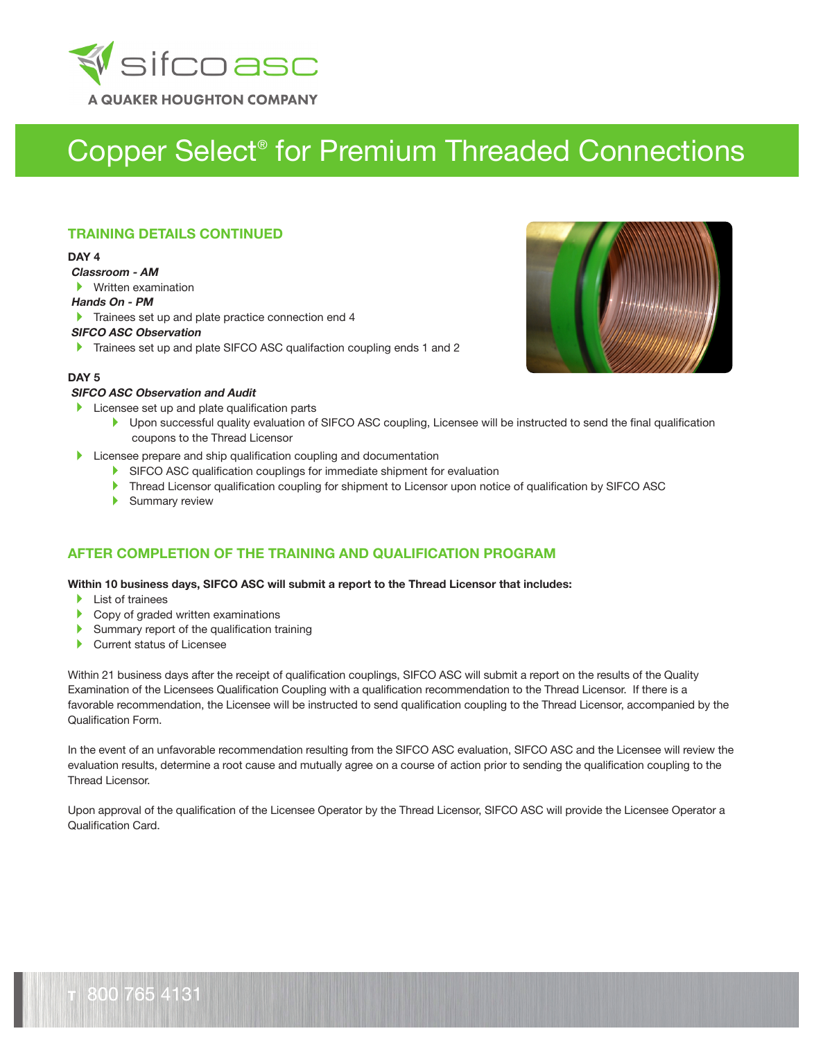# Copper Select® for Premium Threaded Connections

## TRAINING DETAILS CONTINUED

**DAY 4**

***Classroom - AM***

- Written examination

***Hands On - PM***

- Trainees set up and plate practice connection end 4

***SIFCO ASC Observation***

- Trainees set up and plate SIFCO ASC qualifaction coupling ends 1 and 2

**DAY 5**

***SIFCO ASC Observation and Audit***

- Licensee set up and plate qualification parts
  - Upon successful quality evaluation of SIFCO ASC coupling, Licensee will be instructed to send the final qualification coupons to the Thread Licensor
- Licensee prepare and ship qualification coupling and documentation
  - SIFCO ASC qualification couplings for immediate shipment for evaluation
  - Thread Licensor qualification coupling for shipment to Licensor upon notice of qualification by SIFCO ASC
  - Summary review

## AFTER COMPLETION OF THE TRAINING AND QUALIFICATION PROGRAM

**Within 10 business days, SIFCO ASC will submit a report to the Thread Licensor that includes:**

- List of trainees
- Copy of graded written examinations
- Summary report of the qualification training
- Current status of Licensee

Within 21 business days after the receipt of qualification couplings, SIFCO ASC will submit a report on the results of the Quality Examination of the Licensees Qualification Coupling with a qualification recommendation to the Thread Licensor. If there is a favorable recommendation, the Licensee will be instructed to send qualification coupling to the Thread Licensor, accompanied by the Qualification Form.

In the event of an unfavorable recommendation resulting from the SIFCO ASC evaluation, SIFCO ASC and the Licensee will review the evaluation results, determine a root cause and mutually agree on a course of action prior to sending the qualification coupling to the Thread Licensor.

Upon approval of the qualification of the Licensee Operator by the Thread Licensor, SIFCO ASC will provide the Licensee Operator a Qualification Card.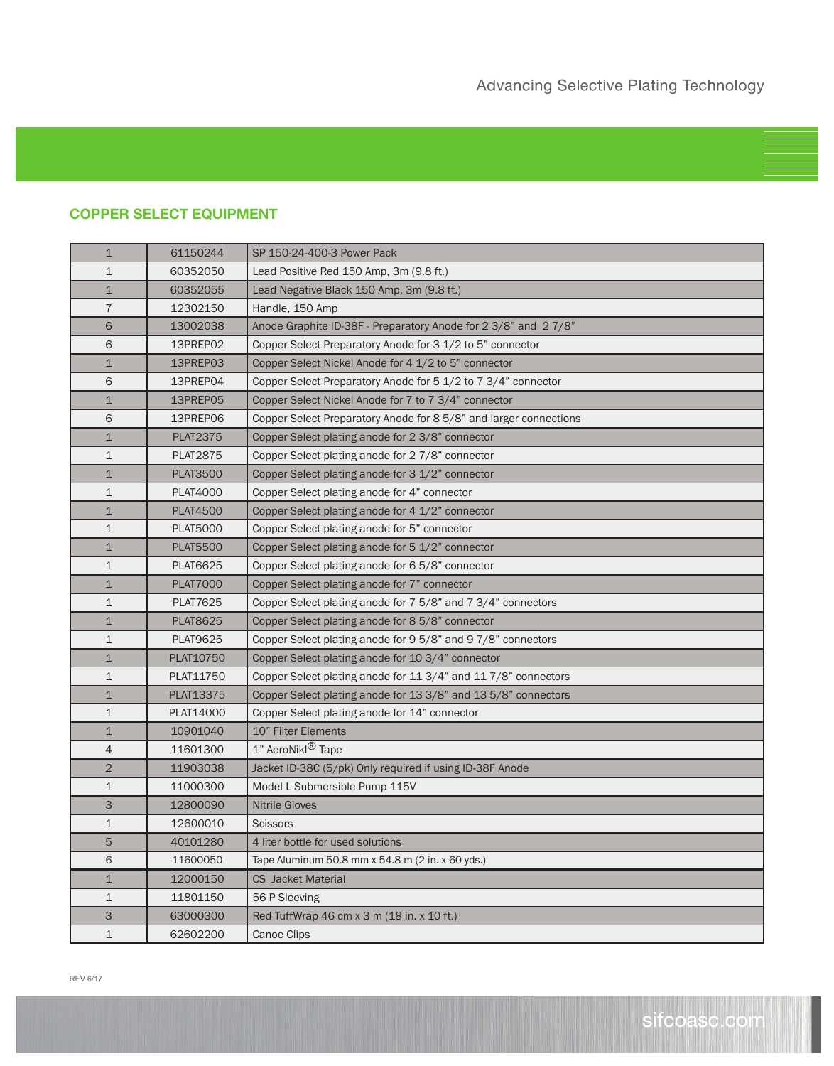## COPPER SELECT EQUIPMENT

| | | |
|---|---|---|
| 1 | 61150244 | SP 150-24-400-3 Power Pack |
| 1 | 60352050 | Lead Positive Red 150 Amp, 3m (9.8 ft.) |
| 1 | 60352055 | Lead Negative Black 150 Amp, 3m (9.8 ft.) |
| 7 | 12302150 | Handle, 150 Amp |
| 6 | 13002038 | Anode Graphite ID-38F - Preparatory Anode for 2 3/8" and 2 7/8" |
| 6 | 13PREP02 | Copper Select Preparatory Anode for 3 1/2 to 5" connector |
| 1 | 13PREP03 | Copper Select Nickel Anode for 4 1/2 to 5" connector |
| 6 | 13PREP04 | Copper Select Preparatory Anode for 5 1/2 to 7 3/4" connector |
| 1 | 13PREP05 | Copper Select Nickel Anode for 7 to 7 3/4" connector |
| 6 | 13PREP06 | Copper Select Preparatory Anode for 8 5/8" and larger connections |
| 1 | PLAT2375 | Copper Select plating anode for 2 3/8" connector |
| 1 | PLAT2875 | Copper Select plating anode for 2 7/8" connector |
| 1 | PLAT3500 | Copper Select plating anode for 3 1/2" connector |
| 1 | PLAT4000 | Copper Select plating anode for 4" connector |
| 1 | PLAT4500 | Copper Select plating anode for 4 1/2" connector |
| 1 | PLAT5000 | Copper Select plating anode for 5" connector |
| 1 | PLAT5500 | Copper Select plating anode for 5 1/2" connector |
| 1 | PLAT6625 | Copper Select plating anode for 6 5/8" connector |
| 1 | PLAT7000 | Copper Select plating anode for 7" connector |
| 1 | PLAT7625 | Copper Select plating anode for 7 5/8" and 7 3/4" connectors |
| 1 | PLAT8625 | Copper Select plating anode for 8 5/8" connector |
| 1 | PLAT9625 | Copper Select plating anode for 9 5/8" and 9 7/8" connectors |
| 1 | PLAT10750 | Copper Select plating anode for 10 3/4" connector |
| 1 | PLAT11750 | Copper Select plating anode for 11 3/4" and 11 7/8" connectors |
| 1 | PLAT13375 | Copper Select plating anode for 13 3/8" and 13 5/8" connectors |
| 1 | PLAT14000 | Copper Select plating anode for 14" connector |
| 1 | 10901040 | 10" Filter Elements |
| 4 | 11601300 | 1" AeroNikl® Tape |
| 2 | 11903038 | Jacket ID-38C (5/pk) Only required if using ID-38F Anode |
| 1 | 11000300 | Model L Submersible Pump 115V |
| 3 | 12800090 | Nitrile Gloves |
| 1 | 12600010 | Scissors |
| 5 | 40101280 | 4 liter bottle for used solutions |
| 6 | 11600050 | Tape Aluminum 50.8 mm x 54.8 m (2 in. x 60 yds.) |
| 1 | 12000150 | CS Jacket Material |
| 1 | 11801150 | 56 P Sleeving |
| 3 | 63000300 | Red TuffWrap 46 cm x 3 m (18 in. x 10 ft.) |
| 1 | 62602200 | Canoe Clips |

REV 6/17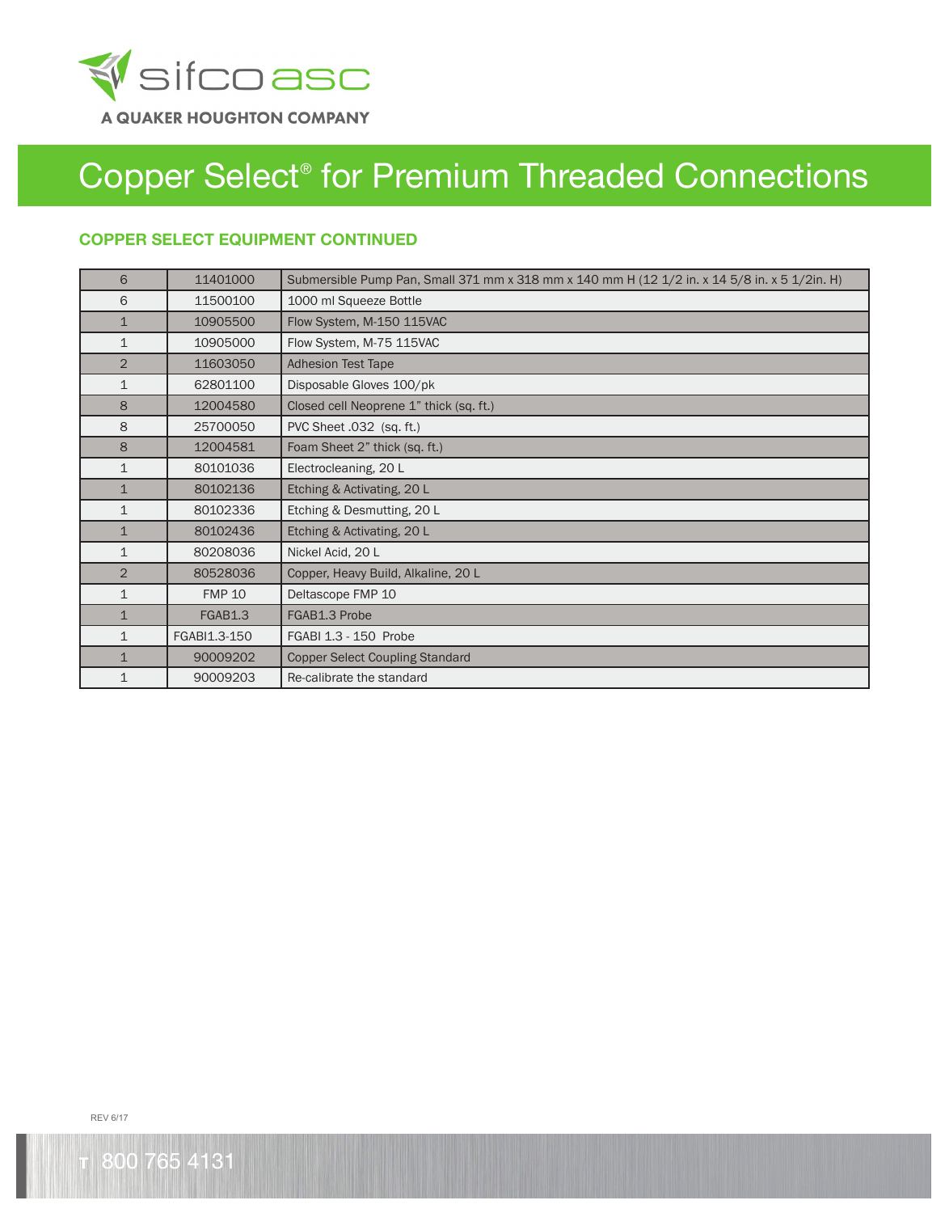sifco asc

A QUAKER HOUGHTON COMPANY

# Copper Select® for Premium Threaded Connections

## COPPER SELECT EQUIPMENT CONTINUED

| | | |
|---|---|---|
| 6 | 11401000 | Submersible Pump Pan, Small 371 mm x 318 mm x 140 mm H (12 1/2 in. x 14 5/8 in. x 5 1/2in. H) |
| 6 | 11500100 | 1000 ml Squeeze Bottle |
| 1 | 10905500 | Flow System, M-150 115VAC |
| 1 | 10905000 | Flow System, M-75 115VAC |
| 2 | 11603050 | Adhesion Test Tape |
| 1 | 62801100 | Disposable Gloves 100/pk |
| 8 | 12004580 | Closed cell Neoprene 1" thick (sq. ft.) |
| 8 | 25700050 | PVC Sheet .032 (sq. ft.) |
| 8 | 12004581 | Foam Sheet 2" thick (sq. ft.) |
| 1 | 80101036 | Electrocleaning, 20 L |
| 1 | 80102136 | Etching & Activating, 20 L |
| 1 | 80102336 | Etching & Desmutting, 20 L |
| 1 | 80102436 | Etching & Activating, 20 L |
| 1 | 80208036 | Nickel Acid, 20 L |
| 2 | 80528036 | Copper, Heavy Build, Alkaline, 20 L |
| 1 | FMP 10 | Deltascope FMP 10 |
| 1 | FGAB1.3 | FGAB1.3 Probe |
| 1 | FGABI1.3-150 | FGABI 1.3 - 150 Probe |
| 1 | 90009202 | Copper Select Coupling Standard |
| 1 | 90009203 | Re-calibrate the standard |

REV 6/17

T 800 765 4131